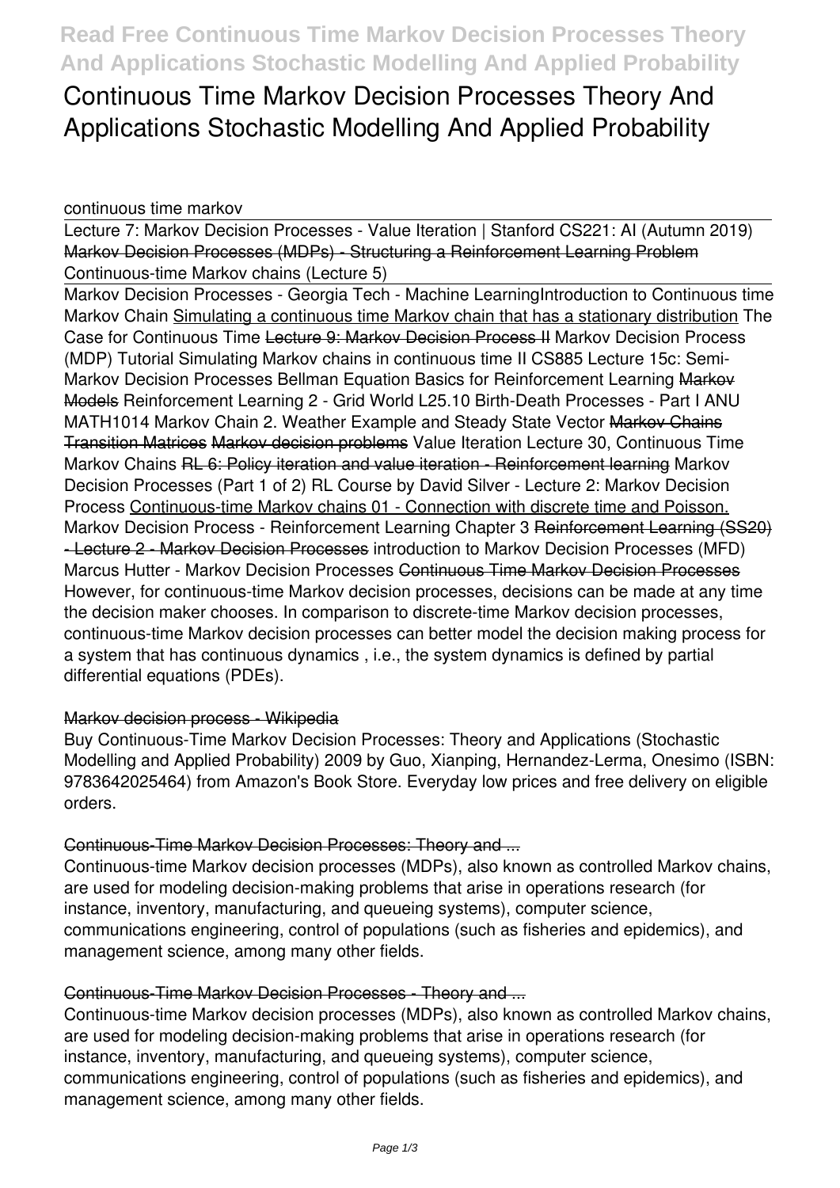# Continuous Time Markov Decision Processes Theory And Applications Stochastic Modelling And Applied Probability

continuous time markov

Lecture 7: Markov Decision Processes - Value Iteration | Stanford CS221: AI (Autumn 2019) Markov Decision Processes (MDPs) - Structuring a Reinforcement Learning Problem Continuous-time Markov chains (Lecture 5)

Markov Decision Processes - Georgia Tech - Machine Learning Introduction to Continuous time Markov Chain Simulating a continuous time Markov chain that has a stationary distribution The Case for Continuous Time Lecture 9: Markov Decision Process II Markov Decision Process (MDP) Tutorial Simulating Markov chains in continuous time II CS885 Lecture 15c: Semi-Markov Decision Processes Bellman Equation Basics for Reinforcement Learning Markov Models Reinforcement Learning 2 - Grid World L25.10 Birth-Death Processes - Part I ANU MATH1014 Markov Chain 2. Weather Example and Steady State Vector Markov Chains Transition Matrices Markov decision problems Value Iteration Lecture 30, Continuous Time Markov Chains RL 6: Policy iteration and value iteration - Reinforcement learning Markov Decision Processes (Part 1 of 2) RL Course by David Silver - Lecture 2: Markov Decision Process Continuous-time Markov chains 01 - Connection with discrete time and Poisson. Markov Decision Process - Reinforcement Learning Chapter 3 Reinforcement Learning (SS20) - Lecture 2 - Markov Decision Processes introduction to Markov Decision Processes (MFD) Marcus Hutter - Markov Decision Processes Continuous Time Markov Decision Processes

However, for continuous-time Markov decision processes, decisions can be made at any time the decision maker chooses. In comparison to discrete-time Markov decision processes, continuous-time Markov decision processes can better model the decision making process for a system that has continuous dynamics , i.e., the system dynamics is defined by partial differential equations (PDEs).

## Markov decision process - Wikipedia

Buy Continuous-Time Markov Decision Processes: Theory and Applications (Stochastic Modelling and Applied Probability) 2009 by Guo, Xianping, Hernandez-Lerma, Onesimo (ISBN: 9783642025464) from Amazon's Book Store. Everyday low prices and free delivery on eligible orders.

## Continuous-Time Markov Decision Processes: Theory and ...

Continuous-time Markov decision processes (MDPs), also known as controlled Markov chains, are used for modeling decision-making problems that arise in operations research (for instance, inventory, manufacturing, and queueing systems), computer science, communications engineering, control of populations (such as fisheries and epidemics), and management science, among many other fields.

## Continuous-Time Markov Decision Processes - Theory and ...

Continuous-time Markov decision processes (MDPs), also known as controlled Markov chains, are used for modeling decision-making problems that arise in operations research (for instance, inventory, manufacturing, and queueing systems), computer science, communications engineering, control of populations (such as fisheries and epidemics), and management science, among many other fields.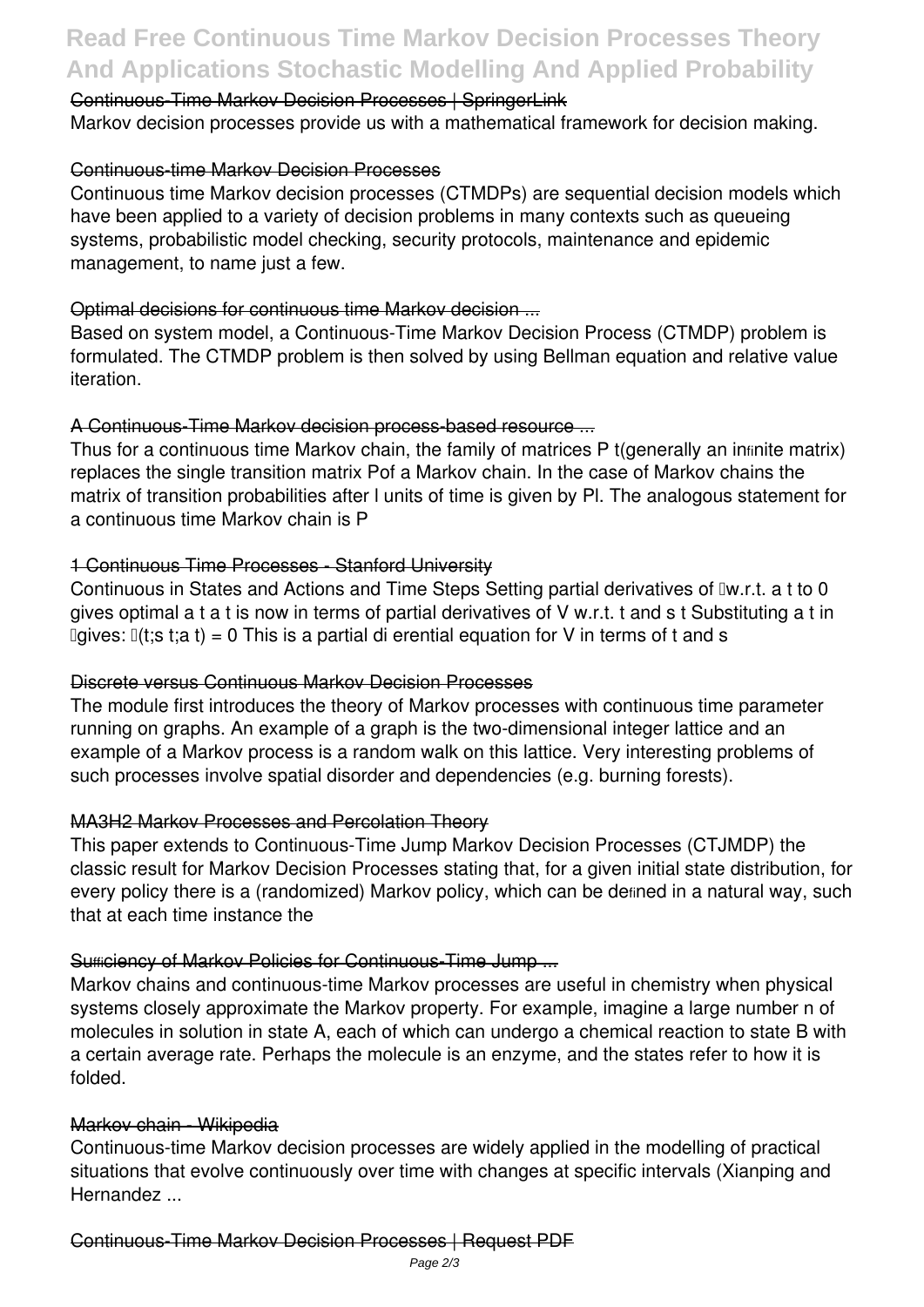Continuous-Time Markov Decision Processes | SpringerLink

Markov decision processes provide us with a mathematical framework for decision making.

Continuous-time Markov Decision Processes

Continuous time Markov decision processes (CTMDPs) are sequential decision models which have been applied to a variety of decision problems in many contexts such as queueing systems, probabilistic model checking, security protocols, maintenance and epidemic management, to name just a few.

Optimal decisions for continuous time Markov decision ...

Based on system model, a Continuous-Time Markov Decision Process (CTMDP) problem is formulated. The CTMDP problem is then solved by using Bellman equation and relative value iteration.

A Continuous-Time Markov decision process-based resource ...

Thus for a continuous time Markov chain, the family of matrices P t(generally an infinite matrix) replaces the single transition matrix Pof a Markov chain. In the case of Markov chains the matrix of transition probabilities after l units of time is given by Pl. The analogous statement for a continuous time Markov chain is P

1 Continuous Time Processes - Stanford University

Continuous in States and Actions and Time Steps Setting partial derivatives of Φw.r.t. a t to 0 gives optimal a t a t is now in terms of partial derivatives of V w.r.t. t and s t Substituting a t in Φgives: Φ(t;s t;a t) = 0 This is a partial di erential equation for V in terms of t and s

Discrete versus Continuous Markov Decision Processes

The module first introduces the theory of Markov processes with continuous time parameter running on graphs. An example of a graph is the two-dimensional integer lattice and an example of a Markov process is a random walk on this lattice. Very interesting problems of such processes involve spatial disorder and dependencies (e.g. burning forests).

MA3H2 Markov Processes and Percolation Theory

This paper extends to Continuous-Time Jump Markov Decision Processes (CTJMDP) the classic result for Markov Decision Processes stating that, for a given initial state distribution, for every policy there is a (randomized) Markov policy, which can be defined in a natural way, such that at each time instance the

Sufficiency of Markov Policies for Continuous-Time Jump ...

Markov chains and continuous-time Markov processes are useful in chemistry when physical systems closely approximate the Markov property. For example, imagine a large number n of molecules in solution in state A, each of which can undergo a chemical reaction to state B with a certain average rate. Perhaps the molecule is an enzyme, and the states refer to how it is folded.

Markov chain - Wikipedia

Continuous-time Markov decision processes are widely applied in the modelling of practical situations that evolve continuously over time with changes at specific intervals (Xianping and Hernandez ...

Continuous-Time Markov Decision Processes | Request PDF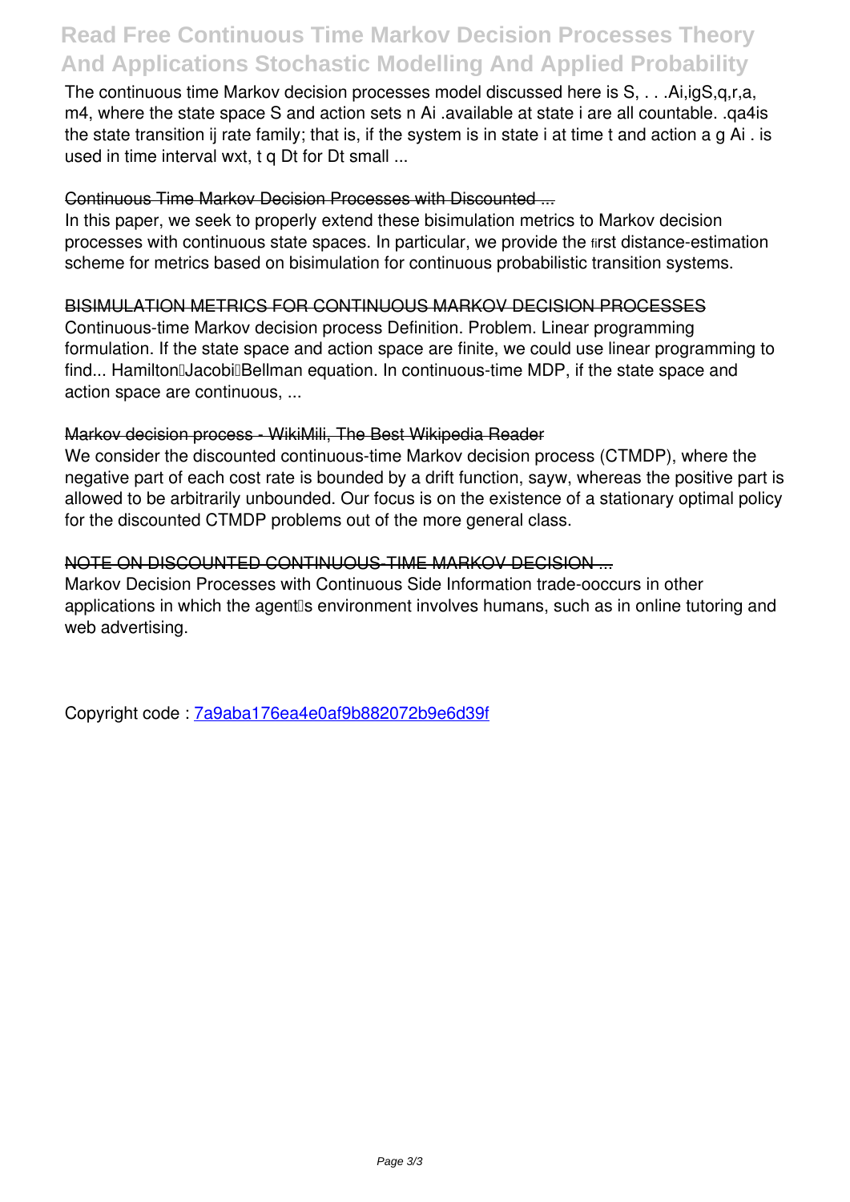The continuous time Markov decision processes model discussed here is S, . . .Ai,igS,q,r,a, m4, where the state space S and action sets n Ai .available at state i are all countable. .qa4is the state transition ij rate family; that is, if the system is in state i at time t and action a g Ai . is used in time interval wxt, t q Dt for Dt small ...

Continuous Time Markov Decision Processes with Discounted ...

In this paper, we seek to properly extend these bisimulation metrics to Markov decision processes with continuous state spaces. In particular, we provide the first distance-estimation scheme for metrics based on bisimulation for continuous probabilistic transition systems.

BISIMULATION METRICS FOR CONTINUOUS MARKOV DECISION PROCESSES

Continuous-time Markov decision process Definition. Problem. Linear programming formulation. If the state space and action space are finite, we could use linear programming to find... Hamilton–Jacobi–Bellman equation. In continuous-time MDP, if the state space and action space are continuous, ...

Markov decision process - WikiMili, The Best Wikipedia Reader

We consider the discounted continuous-time Markov decision process (CTMDP), where the negative part of each cost rate is bounded by a drift function, sayw, whereas the positive part is allowed to be arbitrarily unbounded. Our focus is on the existence of a stationary optimal policy for the discounted CTMDP problems out of the more general class.

NOTE ON DISCOUNTED CONTINUOUS-TIME MARKOV DECISION ...

Markov Decision Processes with Continuous Side Information trade-ooccurs in other applications in which the agent's environment involves humans, such as in online tutoring and web advertising.

Copyright code : 7a9aba176ea4e0af9b882072b9e6d39f